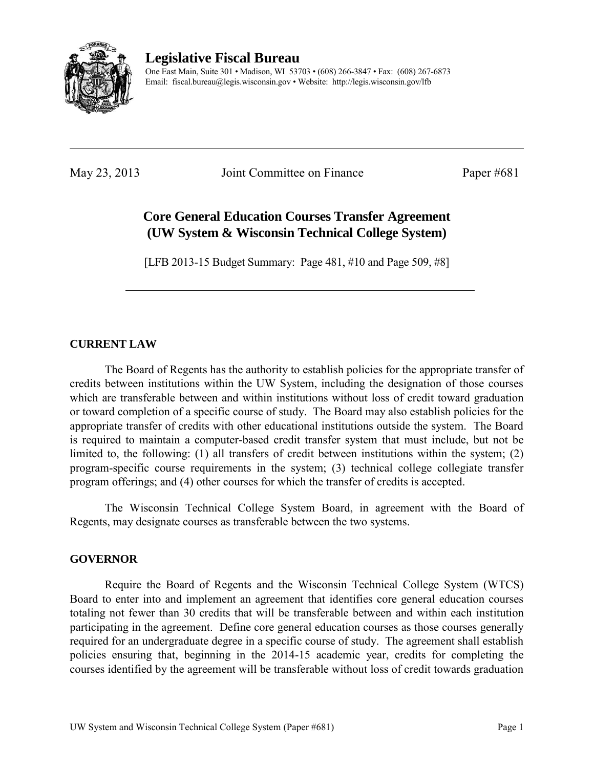# Legislative Fiscal Bureau

One East Main, Suite 301 • Madison, WI 53703 • (608) 266-3847 • Fax: (608) 267-6873
Email: fiscal.bureau@legis.wisconsin.gov • Website: http://legis.wisconsin.gov/lfb

---

May 23, 2013 Joint Committee on Finance Paper #681

## Core General Education Courses Transfer Agreement (UW System & Wisconsin Technical College System)

[LFB 2013-15 Budget Summary: Page 481, #10 and Page 509, #8]

---

### CURRENT LAW

The Board of Regents has the authority to establish policies for the appropriate transfer of credits between institutions within the UW System, including the designation of those courses which are transferable between and within institutions without loss of credit toward graduation or toward completion of a specific course of study. The Board may also establish policies for the appropriate transfer of credits with other educational institutions outside the system. The Board is required to maintain a computer-based credit transfer system that must include, but not be limited to, the following: (1) all transfers of credit between institutions within the system; (2) program-specific course requirements in the system; (3) technical college collegiate transfer program offerings; and (4) other courses for which the transfer of credits is accepted.

The Wisconsin Technical College System Board, in agreement with the Board of Regents, may designate courses as transferable between the two systems.

### GOVERNOR

Require the Board of Regents and the Wisconsin Technical College System (WTCS) Board to enter into and implement an agreement that identifies core general education courses totaling not fewer than 30 credits that will be transferable between and within each institution participating in the agreement. Define core general education courses as those courses generally required for an undergraduate degree in a specific course of study. The agreement shall establish policies ensuring that, beginning in the 2014-15 academic year, credits for completing the courses identified by the agreement will be transferable without loss of credit towards graduation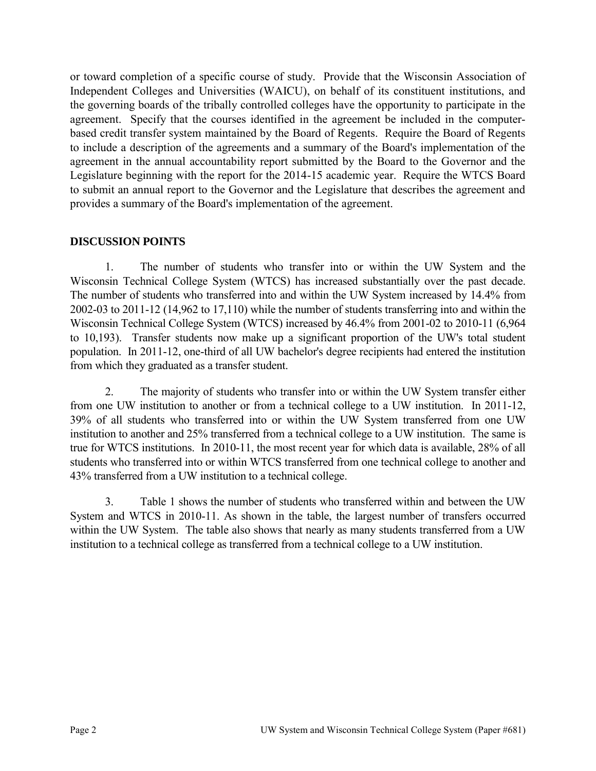or toward completion of a specific course of study. Provide that the Wisconsin Association of Independent Colleges and Universities (WAICU), on behalf of its constituent institutions, and the governing boards of the tribally controlled colleges have the opportunity to participate in the agreement. Specify that the courses identified in the agreement be included in the computer-based credit transfer system maintained by the Board of Regents. Require the Board of Regents to include a description of the agreements and a summary of the Board's implementation of the agreement in the annual accountability report submitted by the Board to the Governor and the Legislature beginning with the report for the 2014-15 academic year. Require the WTCS Board to submit an annual report to the Governor and the Legislature that describes the agreement and provides a summary of the Board's implementation of the agreement.

**DISCUSSION POINTS**

1. The number of students who transfer into or within the UW System and the Wisconsin Technical College System (WTCS) has increased substantially over the past decade. The number of students who transferred into and within the UW System increased by 14.4% from 2002-03 to 2011-12 (14,962 to 17,110) while the number of students transferring into and within the Wisconsin Technical College System (WTCS) increased by 46.4% from 2001-02 to 2010-11 (6,964 to 10,193). Transfer students now make up a significant proportion of the UW's total student population. In 2011-12, one-third of all UW bachelor's degree recipients had entered the institution from which they graduated as a transfer student.

2. The majority of students who transfer into or within the UW System transfer either from one UW institution to another or from a technical college to a UW institution. In 2011-12, 39% of all students who transferred into or within the UW System transferred from one UW institution to another and 25% transferred from a technical college to a UW institution. The same is true for WTCS institutions. In 2010-11, the most recent year for which data is available, 28% of all students who transferred into or within WTCS transferred from one technical college to another and 43% transferred from a UW institution to a technical college.

3. Table 1 shows the number of students who transferred within and between the UW System and WTCS in 2010-11. As shown in the table, the largest number of transfers occurred within the UW System. The table also shows that nearly as many students transferred from a UW institution to a technical college as transferred from a technical college to a UW institution.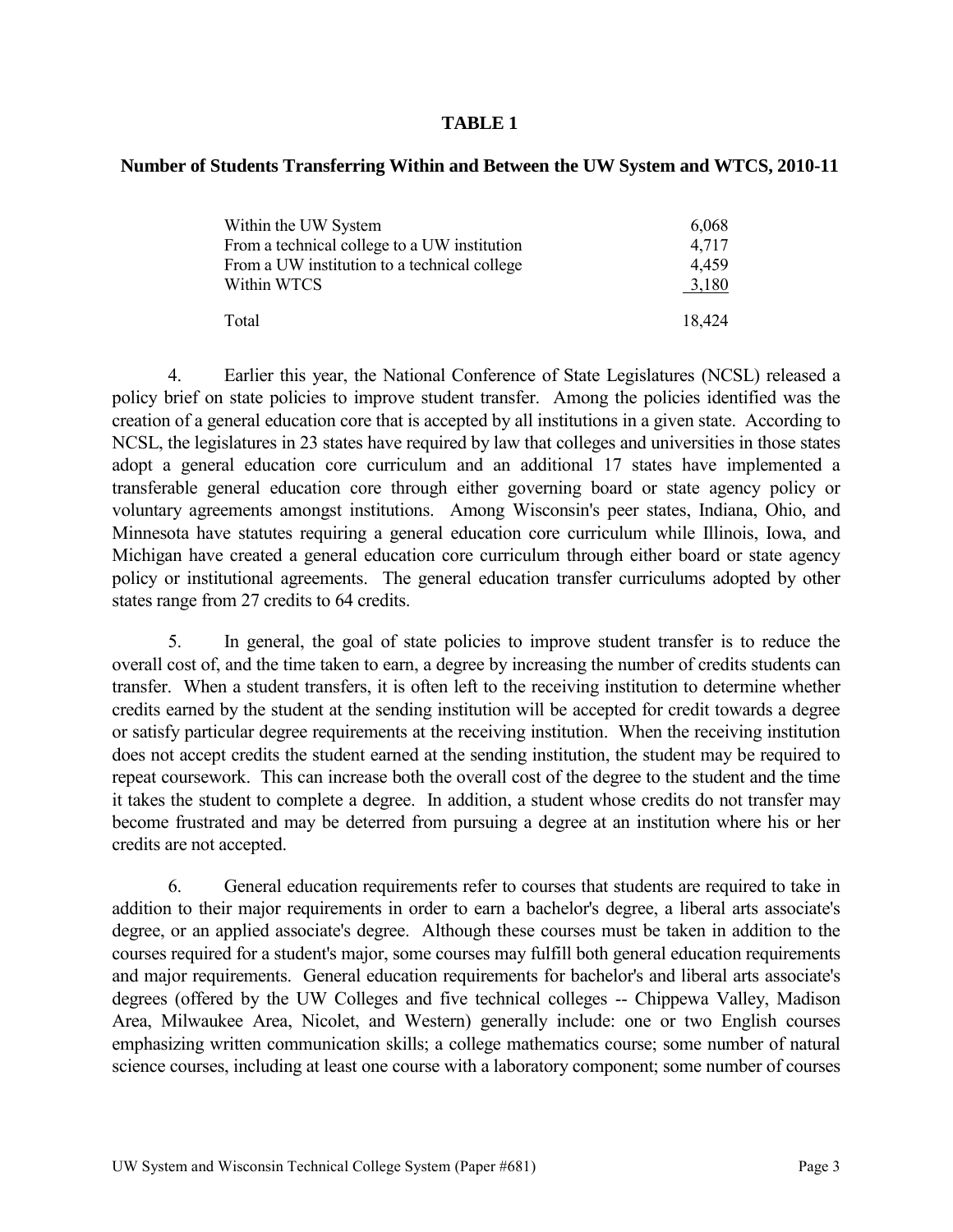**TABLE 1**

**Number of Students Transferring Within and Between the UW System and WTCS, 2010-11**

| | |
|---|---|
| Within the UW System | 6,068 |
| From a technical college to a UW institution | 4,717 |
| From a UW institution to a technical college | 4,459 |
| Within WTCS | 3,180 |
| Total | 18,424 |

4. Earlier this year, the National Conference of State Legislatures (NCSL) released a policy brief on state policies to improve student transfer. Among the policies identified was the creation of a general education core that is accepted by all institutions in a given state. According to NCSL, the legislatures in 23 states have required by law that colleges and universities in those states adopt a general education core curriculum and an additional 17 states have implemented a transferable general education core through either governing board or state agency policy or voluntary agreements amongst institutions. Among Wisconsin's peer states, Indiana, Ohio, and Minnesota have statutes requiring a general education core curriculum while Illinois, Iowa, and Michigan have created a general education core curriculum through either board or state agency policy or institutional agreements. The general education transfer curriculums adopted by other states range from 27 credits to 64 credits.

5. In general, the goal of state policies to improve student transfer is to reduce the overall cost of, and the time taken to earn, a degree by increasing the number of credits students can transfer. When a student transfers, it is often left to the receiving institution to determine whether credits earned by the student at the sending institution will be accepted for credit towards a degree or satisfy particular degree requirements at the receiving institution. When the receiving institution does not accept credits the student earned at the sending institution, the student may be required to repeat coursework. This can increase both the overall cost of the degree to the student and the time it takes the student to complete a degree. In addition, a student whose credits do not transfer may become frustrated and may be deterred from pursuing a degree at an institution where his or her credits are not accepted.

6. General education requirements refer to courses that students are required to take in addition to their major requirements in order to earn a bachelor's degree, a liberal arts associate's degree, or an applied associate's degree. Although these courses must be taken in addition to the courses required for a student's major, some courses may fulfill both general education requirements and major requirements. General education requirements for bachelor's and liberal arts associate's degrees (offered by the UW Colleges and five technical colleges -- Chippewa Valley, Madison Area, Milwaukee Area, Nicolet, and Western) generally include: one or two English courses emphasizing written communication skills; a college mathematics course; some number of natural science courses, including at least one course with a laboratory component; some number of courses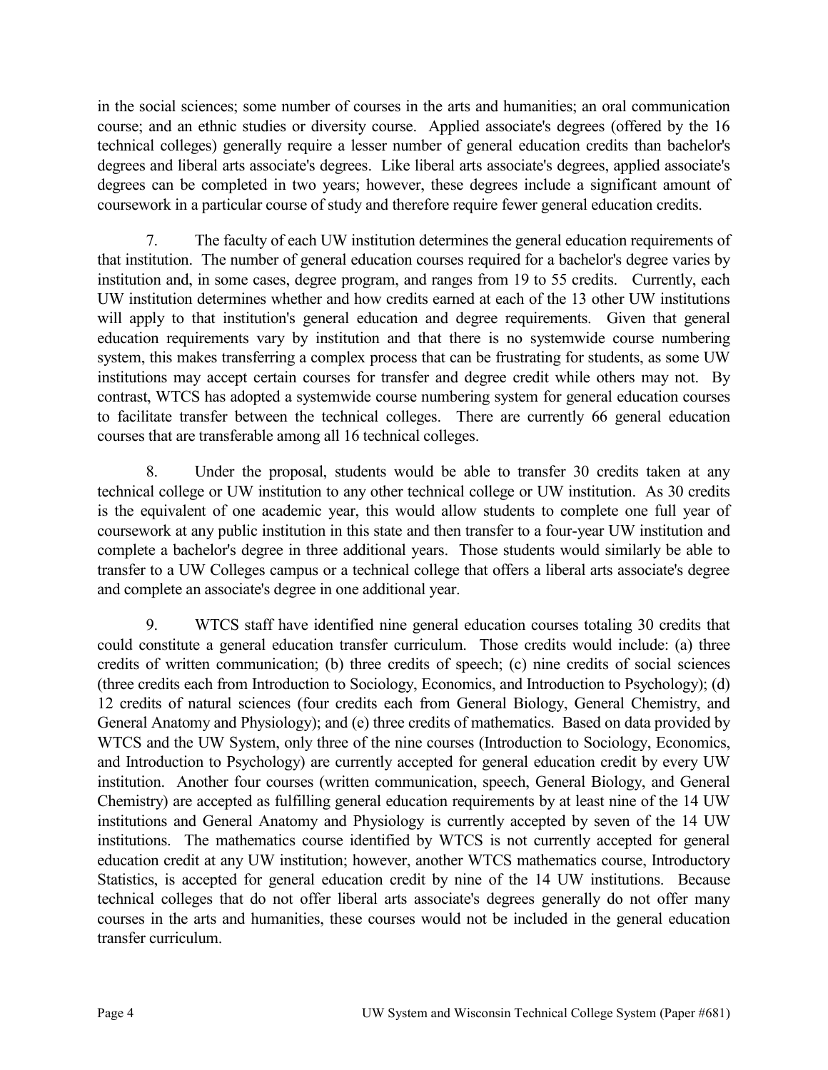in the social sciences; some number of courses in the arts and humanities; an oral communication course; and an ethnic studies or diversity course. Applied associate's degrees (offered by the 16 technical colleges) generally require a lesser number of general education credits than bachelor's degrees and liberal arts associate's degrees. Like liberal arts associate's degrees, applied associate's degrees can be completed in two years; however, these degrees include a significant amount of coursework in a particular course of study and therefore require fewer general education credits.

7. The faculty of each UW institution determines the general education requirements of that institution. The number of general education courses required for a bachelor's degree varies by institution and, in some cases, degree program, and ranges from 19 to 55 credits. Currently, each UW institution determines whether and how credits earned at each of the 13 other UW institutions will apply to that institution's general education and degree requirements. Given that general education requirements vary by institution and that there is no systemwide course numbering system, this makes transferring a complex process that can be frustrating for students, as some UW institutions may accept certain courses for transfer and degree credit while others may not. By contrast, WTCS has adopted a systemwide course numbering system for general education courses to facilitate transfer between the technical colleges. There are currently 66 general education courses that are transferable among all 16 technical colleges.

8. Under the proposal, students would be able to transfer 30 credits taken at any technical college or UW institution to any other technical college or UW institution. As 30 credits is the equivalent of one academic year, this would allow students to complete one full year of coursework at any public institution in this state and then transfer to a four-year UW institution and complete a bachelor's degree in three additional years. Those students would similarly be able to transfer to a UW Colleges campus or a technical college that offers a liberal arts associate's degree and complete an associate's degree in one additional year.

9. WTCS staff have identified nine general education courses totaling 30 credits that could constitute a general education transfer curriculum. Those credits would include: (a) three credits of written communication; (b) three credits of speech; (c) nine credits of social sciences (three credits each from Introduction to Sociology, Economics, and Introduction to Psychology); (d) 12 credits of natural sciences (four credits each from General Biology, General Chemistry, and General Anatomy and Physiology); and (e) three credits of mathematics. Based on data provided by WTCS and the UW System, only three of the nine courses (Introduction to Sociology, Economics, and Introduction to Psychology) are currently accepted for general education credit by every UW institution. Another four courses (written communication, speech, General Biology, and General Chemistry) are accepted as fulfilling general education requirements by at least nine of the 14 UW institutions and General Anatomy and Physiology is currently accepted by seven of the 14 UW institutions. The mathematics course identified by WTCS is not currently accepted for general education credit at any UW institution; however, another WTCS mathematics course, Introductory Statistics, is accepted for general education credit by nine of the 14 UW institutions. Because technical colleges that do not offer liberal arts associate's degrees generally do not offer many courses in the arts and humanities, these courses would not be included in the general education transfer curriculum.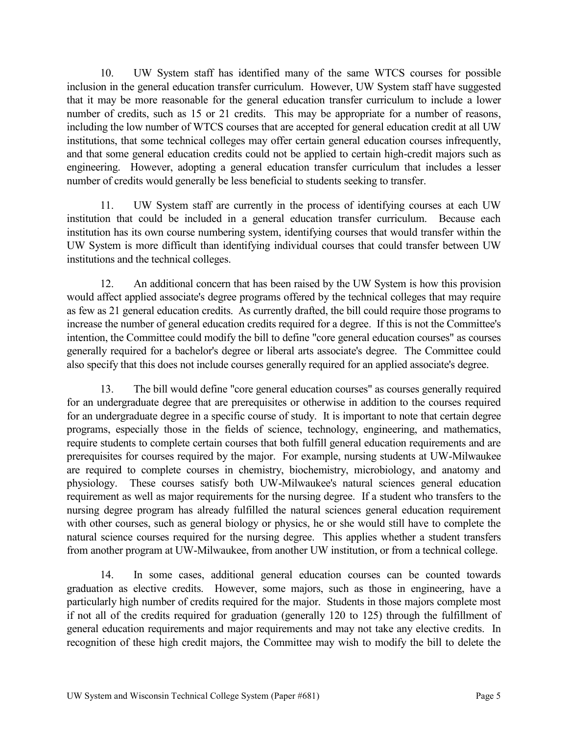10. UW System staff has identified many of the same WTCS courses for possible inclusion in the general education transfer curriculum. However, UW System staff have suggested that it may be more reasonable for the general education transfer curriculum to include a lower number of credits, such as 15 or 21 credits. This may be appropriate for a number of reasons, including the low number of WTCS courses that are accepted for general education credit at all UW institutions, that some technical colleges may offer certain general education courses infrequently, and that some general education credits could not be applied to certain high-credit majors such as engineering. However, adopting a general education transfer curriculum that includes a lesser number of credits would generally be less beneficial to students seeking to transfer.

11. UW System staff are currently in the process of identifying courses at each UW institution that could be included in a general education transfer curriculum. Because each institution has its own course numbering system, identifying courses that would transfer within the UW System is more difficult than identifying individual courses that could transfer between UW institutions and the technical colleges.

12. An additional concern that has been raised by the UW System is how this provision would affect applied associate's degree programs offered by the technical colleges that may require as few as 21 general education credits. As currently drafted, the bill could require those programs to increase the number of general education credits required for a degree. If this is not the Committee's intention, the Committee could modify the bill to define "core general education courses" as courses generally required for a bachelor's degree or liberal arts associate's degree. The Committee could also specify that this does not include courses generally required for an applied associate's degree.

13. The bill would define "core general education courses" as courses generally required for an undergraduate degree that are prerequisites or otherwise in addition to the courses required for an undergraduate degree in a specific course of study. It is important to note that certain degree programs, especially those in the fields of science, technology, engineering, and mathematics, require students to complete certain courses that both fulfill general education requirements and are prerequisites for courses required by the major. For example, nursing students at UW-Milwaukee are required to complete courses in chemistry, biochemistry, microbiology, and anatomy and physiology. These courses satisfy both UW-Milwaukee's natural sciences general education requirement as well as major requirements for the nursing degree. If a student who transfers to the nursing degree program has already fulfilled the natural sciences general education requirement with other courses, such as general biology or physics, he or she would still have to complete the natural science courses required for the nursing degree. This applies whether a student transfers from another program at UW-Milwaukee, from another UW institution, or from a technical college.

14. In some cases, additional general education courses can be counted towards graduation as elective credits. However, some majors, such as those in engineering, have a particularly high number of credits required for the major. Students in those majors complete most if not all of the credits required for graduation (generally 120 to 125) through the fulfillment of general education requirements and major requirements and may not take any elective credits. In recognition of these high credit majors, the Committee may wish to modify the bill to delete the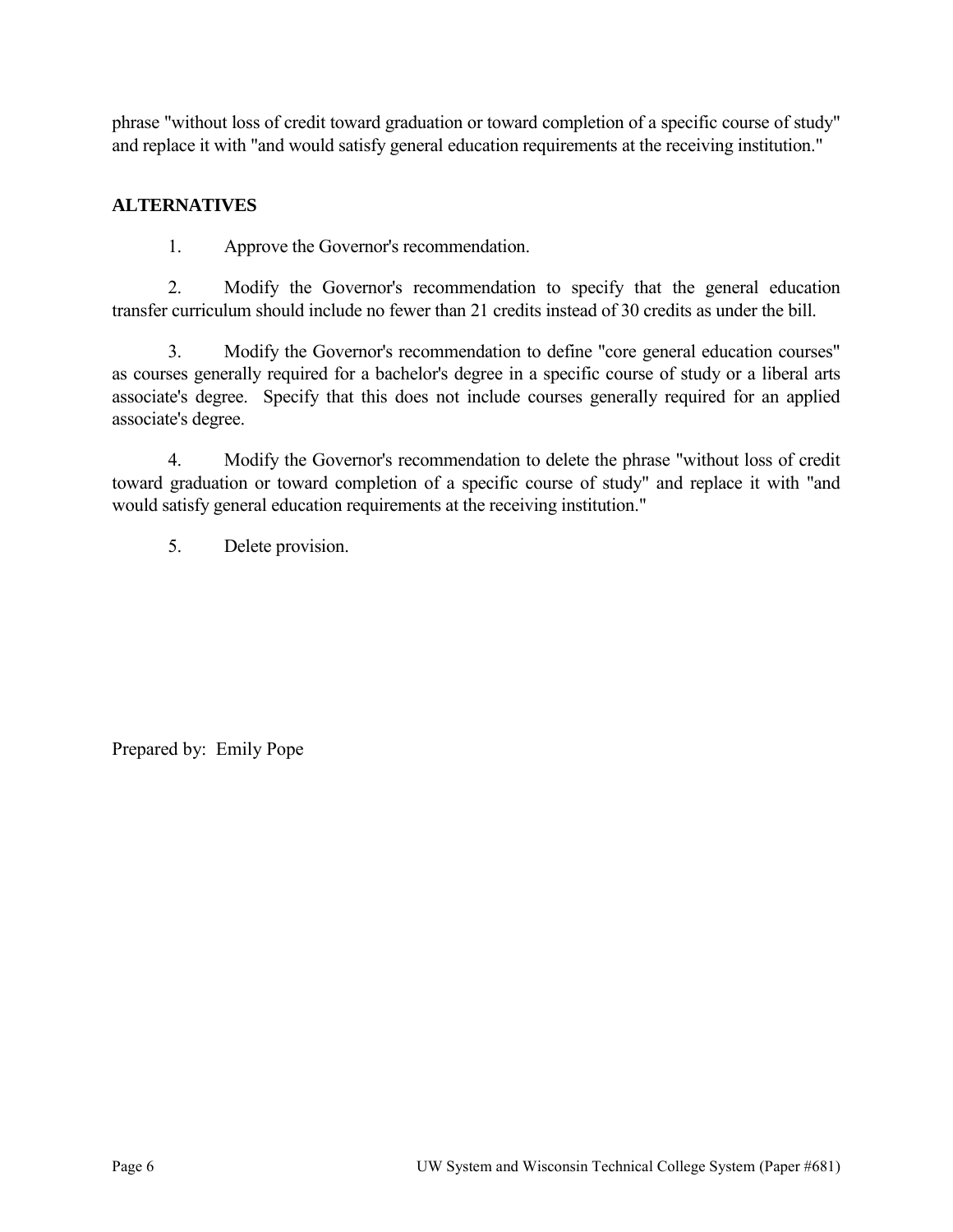phrase "without loss of credit toward graduation or toward completion of a specific course of study" and replace it with "and would satisfy general education requirements at the receiving institution."

**ALTERNATIVES**

1. Approve the Governor's recommendation.

2. Modify the Governor's recommendation to specify that the general education transfer curriculum should include no fewer than 21 credits instead of 30 credits as under the bill.

3. Modify the Governor's recommendation to define "core general education courses" as courses generally required for a bachelor's degree in a specific course of study or a liberal arts associate's degree. Specify that this does not include courses generally required for an applied associate's degree.

4. Modify the Governor's recommendation to delete the phrase "without loss of credit toward graduation or toward completion of a specific course of study" and replace it with "and would satisfy general education requirements at the receiving institution."

5. Delete provision.

Prepared by: Emily Pope